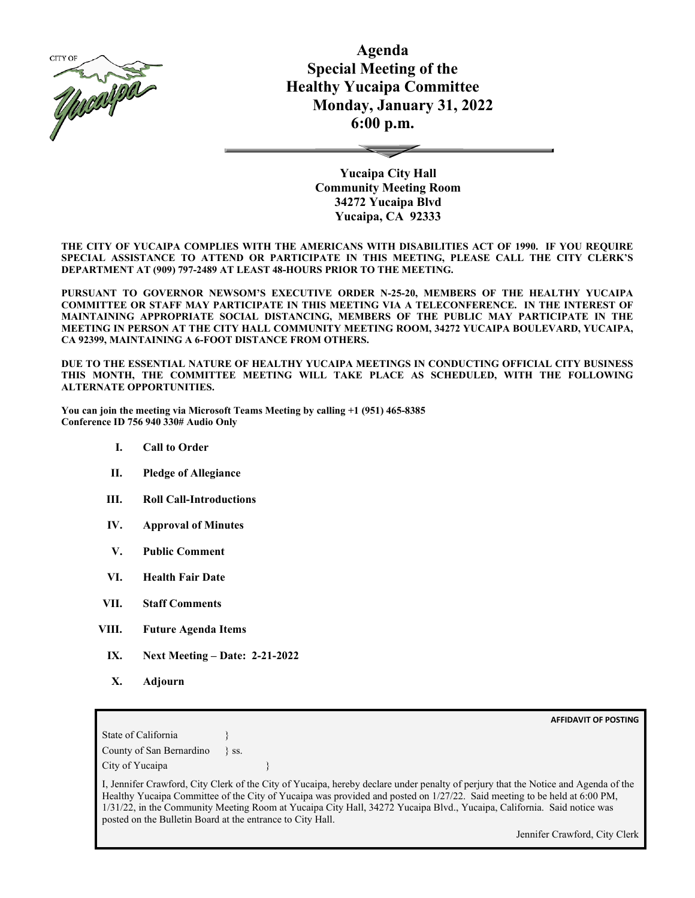# Agenda
## Special Meeting of the Healthy Yucaipa Committee
## Monday, January 31, 2022
## 6:00 p.m.

**Yucaipa City Hall**
**Community Meeting Room**
**34272 Yucaipa Blvd**
**Yucaipa, CA 92333**

**THE CITY OF YUCAIPA COMPLIES WITH THE AMERICANS WITH DISABILITIES ACT OF 1990. IF YOU REQUIRE SPECIAL ASSISTANCE TO ATTEND OR PARTICIPATE IN THIS MEETING, PLEASE CALL THE CITY CLERK'S DEPARTMENT AT (909) 797-2489 AT LEAST 48-HOURS PRIOR TO THE MEETING.**

**PURSUANT TO GOVERNOR NEWSOM'S EXECUTIVE ORDER N-25-20, MEMBERS OF THE HEALTHY YUCAIPA COMMITTEE OR STAFF MAY PARTICIPATE IN THIS MEETING VIA A TELECONFERENCE. IN THE INTEREST OF MAINTAINING APPROPRIATE SOCIAL DISTANCING, MEMBERS OF THE PUBLIC MAY PARTICIPATE IN THE MEETING IN PERSON AT THE CITY HALL COMMUNITY MEETING ROOM, 34272 YUCAIPA BOULEVARD, YUCAIPA, CA 92399, MAINTAINING A 6-FOOT DISTANCE FROM OTHERS.**

**DUE TO THE ESSENTIAL NATURE OF HEALTHY YUCAIPA MEETINGS IN CONDUCTING OFFICIAL CITY BUSINESS THIS MONTH, THE COMMITTEE MEETING WILL TAKE PLACE AS SCHEDULED, WITH THE FOLLOWING ALTERNATE OPPORTUNITIES.**

**You can join the meeting via Microsoft Teams Meeting by calling +1 (951) 465-8385**
**Conference ID 756 940 330# Audio Only**

- **I. Call to Order**
- **II. Pledge of Allegiance**
- **III. Roll Call-Introductions**
- **IV. Approval of Minutes**
- **V. Public Comment**
- **VI. Health Fair Date**
- **VII. Staff Comments**
- **VIII. Future Agenda Items**
- **IX. Next Meeting – Date: 2-21-2022**
- **X. Adjourn**

**AFFIDAVIT OF POSTING**

State of California }
County of San Bernardino } ss.
City of Yucaipa }

I, Jennifer Crawford, City Clerk of the City of Yucaipa, hereby declare under penalty of perjury that the Notice and Agenda of the Healthy Yucaipa Committee of the City of Yucaipa was provided and posted on 1/27/22. Said meeting to be held at 6:00 PM, 1/31/22, in the Community Meeting Room at Yucaipa City Hall, 34272 Yucaipa Blvd., Yucaipa, California. Said notice was posted on the Bulletin Board at the entrance to City Hall.

Jennifer Crawford, City Clerk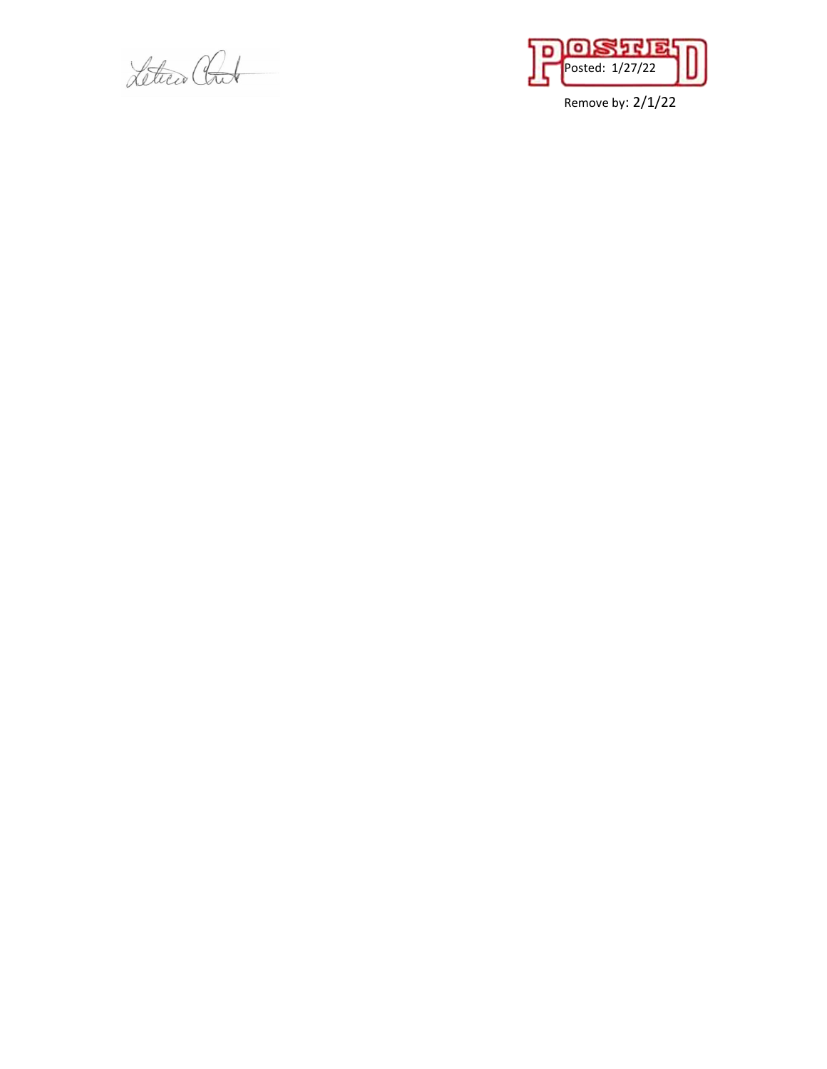POSTED

Posted: 1/27/22

Remove by: 2/1/22